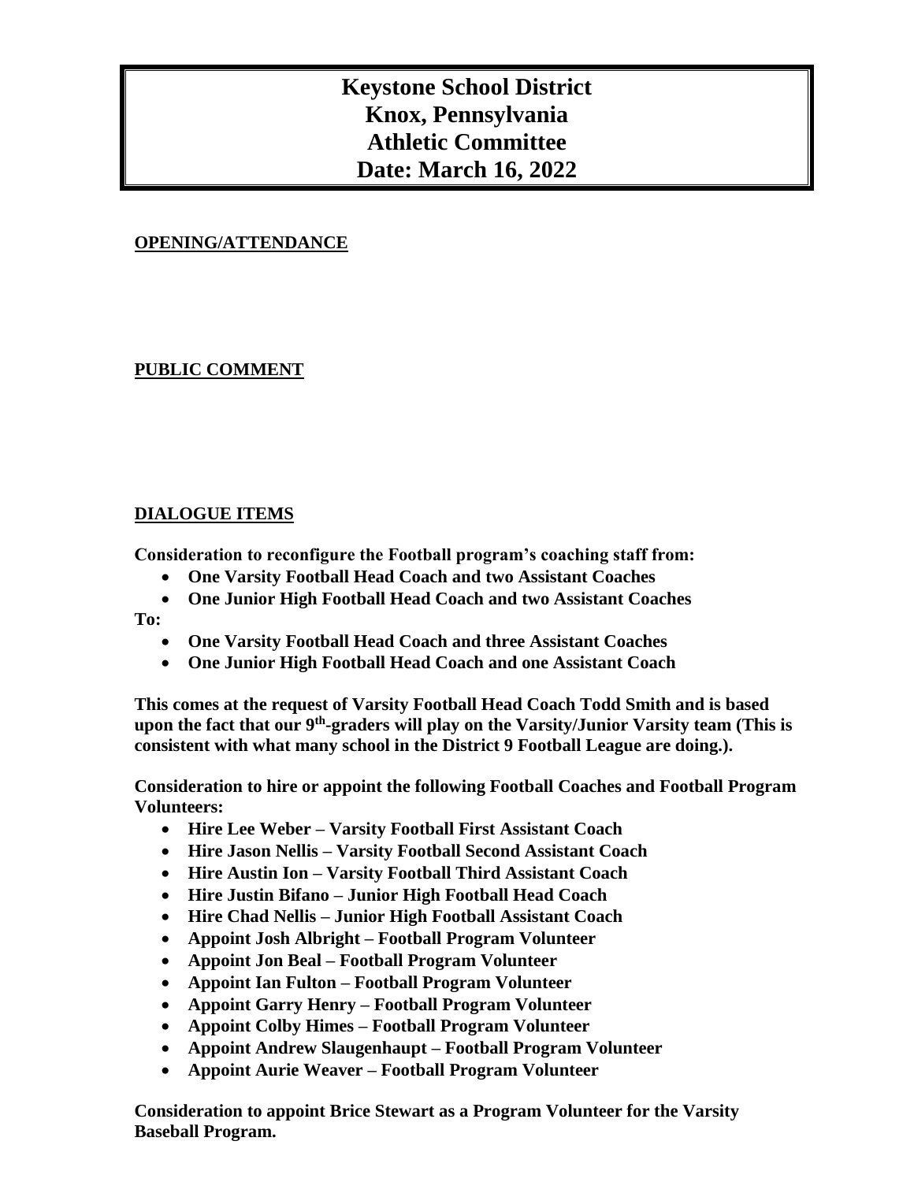# Keystone School District
# Knox, Pennsylvania
# Athletic Committee
# Date: March 16, 2022

## OPENING/ATTENDANCE

## PUBLIC COMMENT

## DIALOGUE ITEMS

**Consideration to reconfigure the Football program's coaching staff from:**

- **One Varsity Football Head Coach and two Assistant Coaches**
- **One Junior High Football Head Coach and two Assistant Coaches**

**To:**

- **One Varsity Football Head Coach and three Assistant Coaches**
- **One Junior High Football Head Coach and one Assistant Coach**

**This comes at the request of Varsity Football Head Coach Todd Smith and is based upon the fact that our 9th-graders will play on the Varsity/Junior Varsity team (This is consistent with what many school in the District 9 Football League are doing.).**

**Consideration to hire or appoint the following Football Coaches and Football Program Volunteers:**

- **Hire Lee Weber – Varsity Football First Assistant Coach**
- **Hire Jason Nellis – Varsity Football Second Assistant Coach**
- **Hire Austin Ion – Varsity Football Third Assistant Coach**
- **Hire Justin Bifano – Junior High Football Head Coach**
- **Hire Chad Nellis – Junior High Football Assistant Coach**
- **Appoint Josh Albright – Football Program Volunteer**
- **Appoint Jon Beal – Football Program Volunteer**
- **Appoint Ian Fulton – Football Program Volunteer**
- **Appoint Garry Henry – Football Program Volunteer**
- **Appoint Colby Himes – Football Program Volunteer**
- **Appoint Andrew Slaugenhaupt – Football Program Volunteer**
- **Appoint Aurie Weaver – Football Program Volunteer**

**Consideration to appoint Brice Stewart as a Program Volunteer for the Varsity Baseball Program.**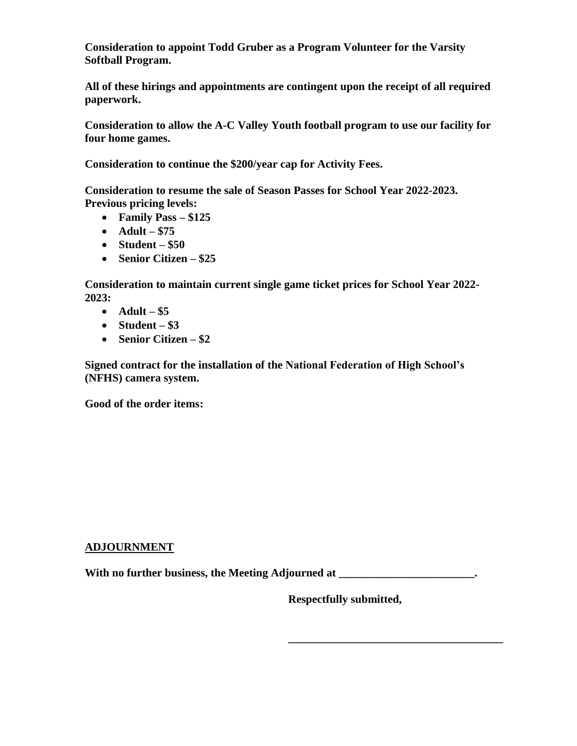**Consideration to appoint Todd Gruber as a Program Volunteer for the Varsity Softball Program.**

**All of these hirings and appointments are contingent upon the receipt of all required paperwork.**

**Consideration to allow the A-C Valley Youth football program to use our facility for four home games.**

**Consideration to continue the $200/year cap for Activity Fees.**

**Consideration to resume the sale of Season Passes for School Year 2022-2023. Previous pricing levels:**

- **Family Pass – $125**
- **Adult – $75**
- **Student – $50**
- **Senior Citizen – $25**

**Consideration to maintain current single game ticket prices for School Year 2022-2023:**

- **Adult – $5**
- **Student – $3**
- **Senior Citizen – $2**

**Signed contract for the installation of the National Federation of High School's (NFHS) camera system.**

**Good of the order items:**

## ADJOURNMENT

**With no further business, the Meeting Adjourned at ________________________.**

**Respectfully submitted,**

**_______________________________________**